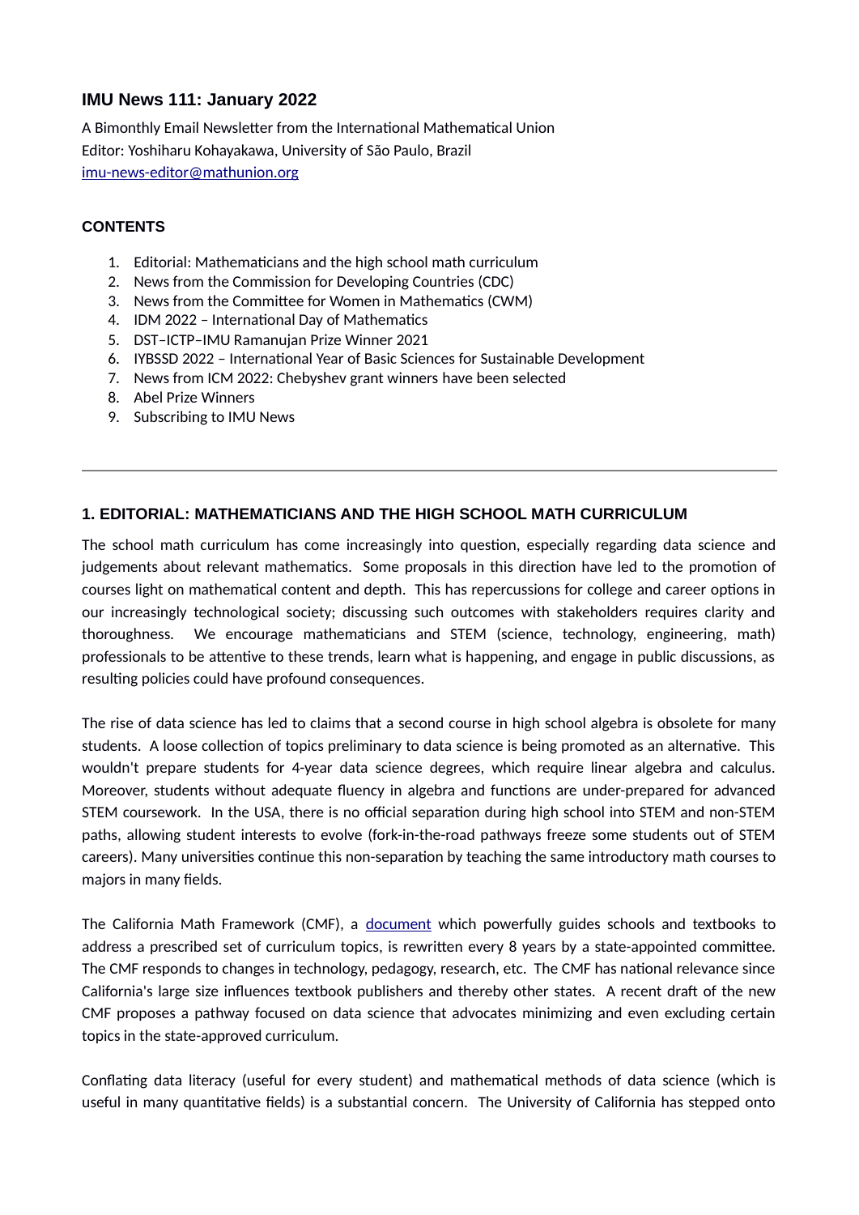## IMU News 111: January 2022

A Bimonthly Email Newsletter from the International Mathematical Union
Editor: Yoshiharu Kohayakawa, University of São Paulo, Brazil
[imu-news-editor@mathunion.org](mailto:imu-news-editor@mathunion.org)

### CONTENTS

1. Editorial: Mathematicians and the high school math curriculum
2. News from the Commission for Developing Countries (CDC)
3. News from the Committee for Women in Mathematics (CWM)
4. IDM 2022 – International Day of Mathematics
5. DST–ICTP–IMU Ramanujan Prize Winner 2021
6. IYBSSD 2022 – International Year of Basic Sciences for Sustainable Development
7. News from ICM 2022: Chebyshev grant winners have been selected
8. Abel Prize Winners
9. Subscribing to IMU News

---

### 1. EDITORIAL: MATHEMATICIANS AND THE HIGH SCHOOL MATH CURRICULUM

The school math curriculum has come increasingly into question, especially regarding data science and judgements about relevant mathematics. Some proposals in this direction have led to the promotion of courses light on mathematical content and depth. This has repercussions for college and career options in our increasingly technological society; discussing such outcomes with stakeholders requires clarity and thoroughness. We encourage mathematicians and STEM (science, technology, engineering, math) professionals to be attentive to these trends, learn what is happening, and engage in public discussions, as resulting policies could have profound consequences.

The rise of data science has led to claims that a second course in high school algebra is obsolete for many students. A loose collection of topics preliminary to data science is being promoted as an alternative. This wouldn't prepare students for 4-year data science degrees, which require linear algebra and calculus. Moreover, students without adequate fluency in algebra and functions are under-prepared for advanced STEM coursework. In the USA, there is no official separation during high school into STEM and non-STEM paths, allowing student interests to evolve (fork-in-the-road pathways freeze some students out of STEM careers). Many universities continue this non-separation by teaching the same introductory math courses to majors in many fields.

The California Math Framework (CMF), a [document](#) which powerfully guides schools and textbooks to address a prescribed set of curriculum topics, is rewritten every 8 years by a state-appointed committee. The CMF responds to changes in technology, pedagogy, research, etc. The CMF has national relevance since California's large size influences textbook publishers and thereby other states. A recent draft of the new CMF proposes a pathway focused on data science that advocates minimizing and even excluding certain topics in the state-approved curriculum.

Conflating data literacy (useful for every student) and mathematical methods of data science (which is useful in many quantitative fields) is a substantial concern. The University of California has stepped onto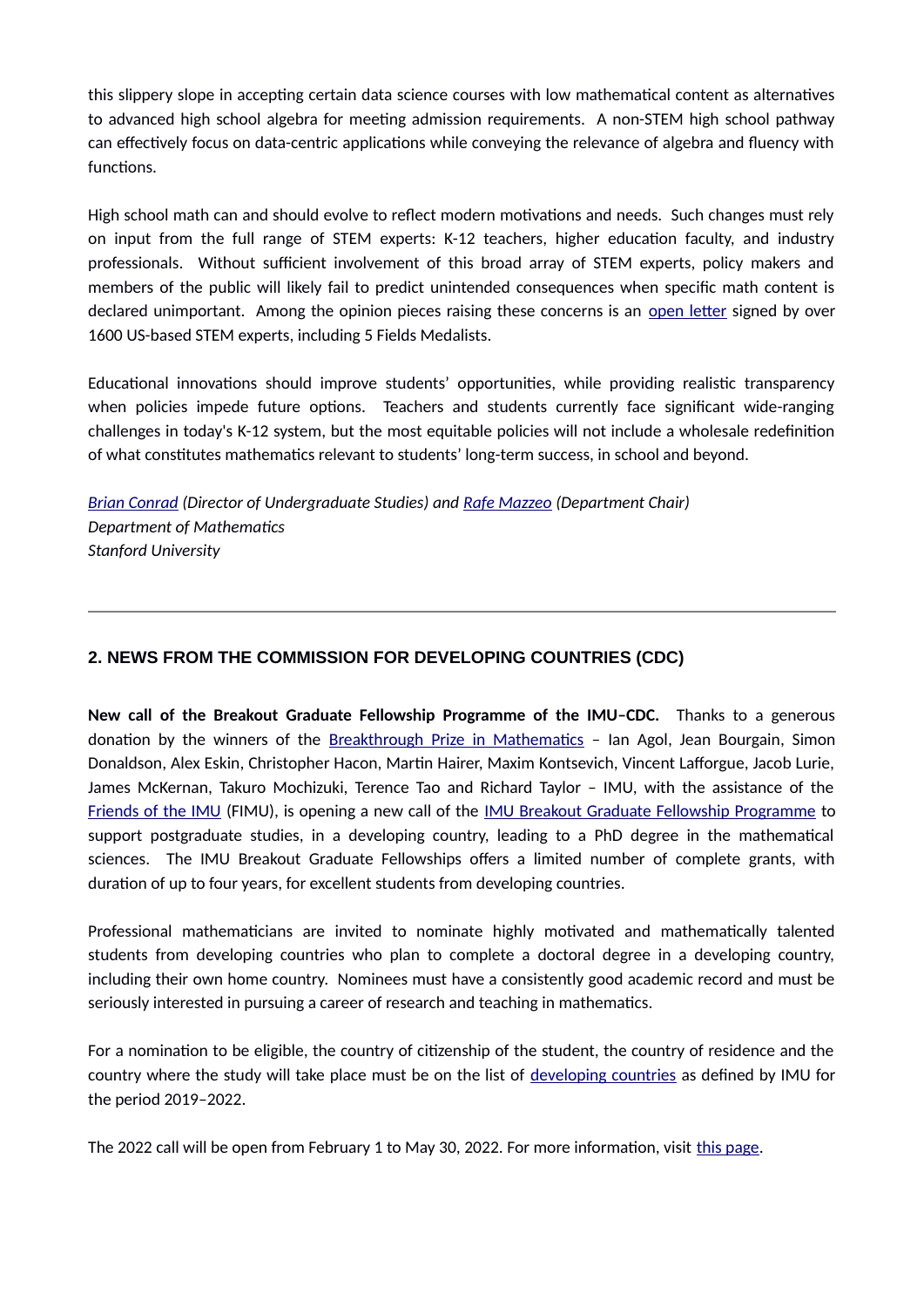this slippery slope in accepting certain data science courses with low mathematical content as alternatives to advanced high school algebra for meeting admission requirements. A non-STEM high school pathway can effectively focus on data-centric applications while conveying the relevance of algebra and fluency with functions.

High school math can and should evolve to reflect modern motivations and needs. Such changes must rely on input from the full range of STEM experts: K-12 teachers, higher education faculty, and industry professionals. Without sufficient involvement of this broad array of STEM experts, policy makers and members of the public will likely fail to predict unintended consequences when specific math content is declared unimportant. Among the opinion pieces raising these concerns is an open letter signed by over 1600 US-based STEM experts, including 5 Fields Medalists.

Educational innovations should improve students' opportunities, while providing realistic transparency when policies impede future options. Teachers and students currently face significant wide-ranging challenges in today's K-12 system, but the most equitable policies will not include a wholesale redefinition of what constitutes mathematics relevant to students' long-term success, in school and beyond.

*Brian Conrad (Director of Undergraduate Studies) and Rafe Mazzeo (Department Chair)*
*Department of Mathematics*
*Stanford University*

---

## 2. NEWS FROM THE COMMISSION FOR DEVELOPING COUNTRIES (CDC)

**New call of the Breakout Graduate Fellowship Programme of the IMU–CDC.** Thanks to a generous donation by the winners of the Breakthrough Prize in Mathematics – Ian Agol, Jean Bourgain, Simon Donaldson, Alex Eskin, Christopher Hacon, Martin Hairer, Maxim Kontsevich, Vincent Lafforgue, Jacob Lurie, James McKernan, Takuro Mochizuki, Terence Tao and Richard Taylor – IMU, with the assistance of the Friends of the IMU (FIMU), is opening a new call of the IMU Breakout Graduate Fellowship Programme to support postgraduate studies, in a developing country, leading to a PhD degree in the mathematical sciences. The IMU Breakout Graduate Fellowships offers a limited number of complete grants, with duration of up to four years, for excellent students from developing countries.

Professional mathematicians are invited to nominate highly motivated and mathematically talented students from developing countries who plan to complete a doctoral degree in a developing country, including their own home country. Nominees must have a consistently good academic record and must be seriously interested in pursuing a career of research and teaching in mathematics.

For a nomination to be eligible, the country of citizenship of the student, the country of residence and the country where the study will take place must be on the list of developing countries as defined by IMU for the period 2019–2022.

The 2022 call will be open from February 1 to May 30, 2022. For more information, visit this page.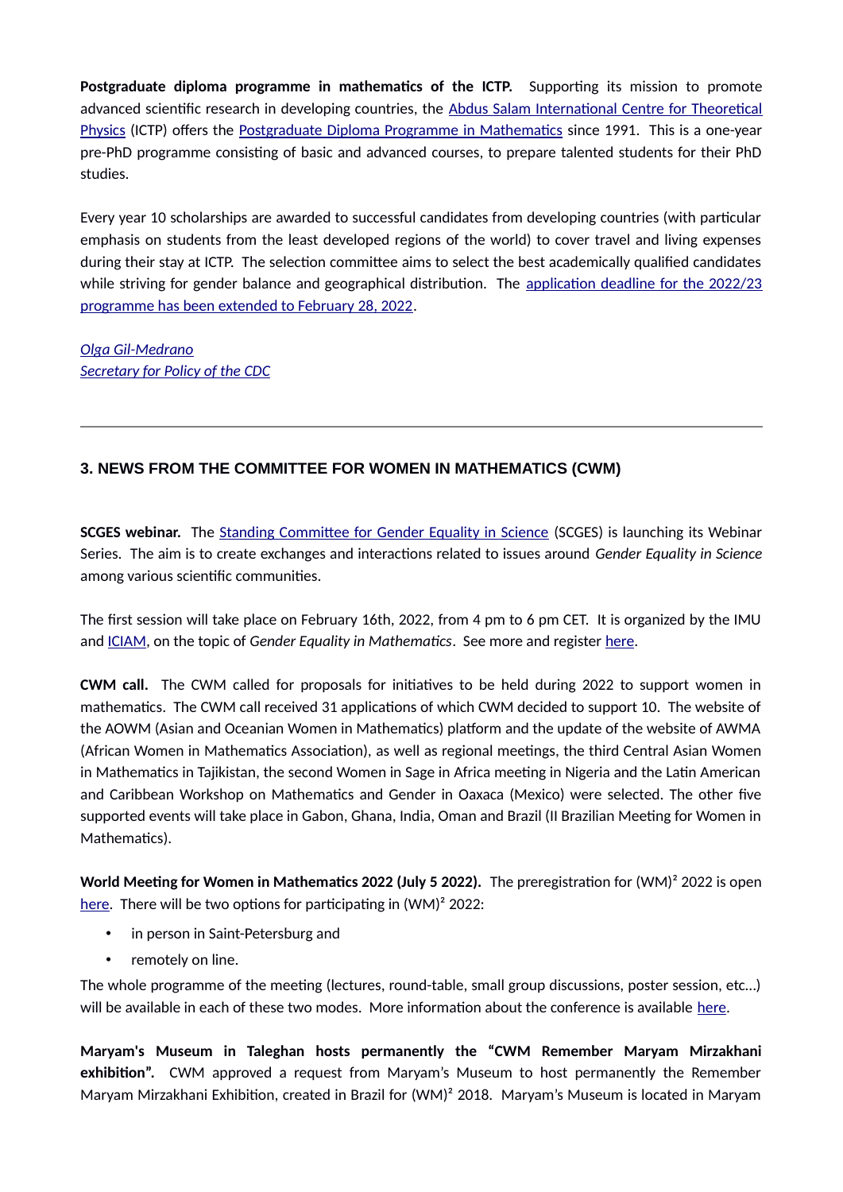**Postgraduate diploma programme in mathematics of the ICTP.** Supporting its mission to promote advanced scientific research in developing countries, the Abdus Salam International Centre for Theoretical Physics (ICTP) offers the Postgraduate Diploma Programme in Mathematics since 1991. This is a one-year pre-PhD programme consisting of basic and advanced courses, to prepare talented students for their PhD studies.

Every year 10 scholarships are awarded to successful candidates from developing countries (with particular emphasis on students from the least developed regions of the world) to cover travel and living expenses during their stay at ICTP. The selection committee aims to select the best academically qualified candidates while striving for gender balance and geographical distribution. The application deadline for the 2022/23 programme has been extended to February 28, 2022.

*Olga Gil-Medrano*
*Secretary for Policy of the CDC*

---

### 3. NEWS FROM THE COMMITTEE FOR WOMEN IN MATHEMATICS (CWM)

**SCGES webinar.** The Standing Committee for Gender Equality in Science (SCGES) is launching its Webinar Series. The aim is to create exchanges and interactions related to issues around *Gender Equality in Science* among various scientific communities.

The first session will take place on February 16th, 2022, from 4 pm to 6 pm CET. It is organized by the IMU and ICIAM, on the topic of *Gender Equality in Mathematics*. See more and register here.

**CWM call.** The CWM called for proposals for initiatives to be held during 2022 to support women in mathematics. The CWM call received 31 applications of which CWM decided to support 10. The website of the AOWM (Asian and Oceanian Women in Mathematics) platform and the update of the website of AWMA (African Women in Mathematics Association), as well as regional meetings, the third Central Asian Women in Mathematics in Tajikistan, the second Women in Sage in Africa meeting in Nigeria and the Latin American and Caribbean Workshop on Mathematics and Gender in Oaxaca (Mexico) were selected. The other five supported events will take place in Gabon, Ghana, India, Oman and Brazil (II Brazilian Meeting for Women in Mathematics).

**World Meeting for Women in Mathematics 2022 (July 5 2022).** The preregistration for (WM)² 2022 is open here. There will be two options for participating in (WM)² 2022:

- in person in Saint-Petersburg and
- remotely on line.

The whole programme of the meeting (lectures, round-table, small group discussions, poster session, etc...) will be available in each of these two modes. More information about the conference is available here.

**Maryam's Museum in Taleghan hosts permanently the "CWM Remember Maryam Mirzakhani exhibition".** CWM approved a request from Maryam's Museum to host permanently the Remember Maryam Mirzakhani Exhibition, created in Brazil for (WM)² 2018. Maryam's Museum is located in Maryam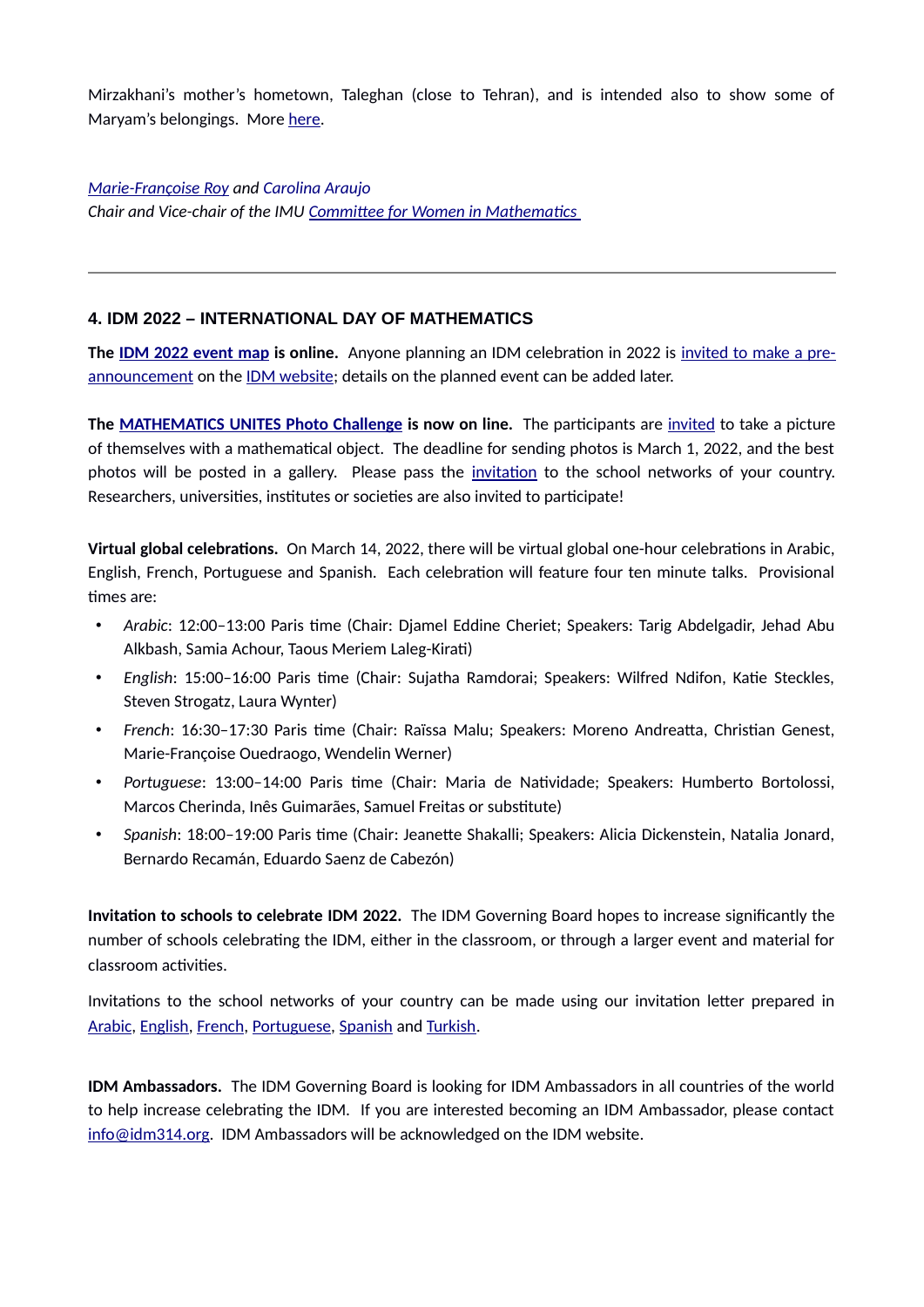Mirzakhani's mother's hometown, Taleghan (close to Tehran), and is intended also to show some of Maryam's belongings. More here.

*Marie-Françoise Roy and Carolina Araujo*
*Chair and Vice-chair of the IMU Committee for Women in Mathematics*

---

### 4. IDM 2022 – INTERNATIONAL DAY OF MATHEMATICS

**The IDM 2022 event map is online.** Anyone planning an IDM celebration in 2022 is invited to make a pre-announcement on the IDM website; details on the planned event can be added later.

**The MATHEMATICS UNITES Photo Challenge is now on line.** The participants are invited to take a picture of themselves with a mathematical object. The deadline for sending photos is March 1, 2022, and the best photos will be posted in a gallery. Please pass the invitation to the school networks of your country. Researchers, universities, institutes or societies are also invited to participate!

**Virtual global celebrations.** On March 14, 2022, there will be virtual global one-hour celebrations in Arabic, English, French, Portuguese and Spanish. Each celebration will feature four ten minute talks. Provisional times are:

- *Arabic*: 12:00–13:00 Paris time (Chair: Djamel Eddine Cheriet; Speakers: Tarig Abdelgadir, Jehad Abu Alkbash, Samia Achour, Taous Meriem Laleg-Kirati)
- *English*: 15:00–16:00 Paris time (Chair: Sujatha Ramdorai; Speakers: Wilfred Ndifon, Katie Steckles, Steven Strogatz, Laura Wynter)
- *French*: 16:30–17:30 Paris time (Chair: Raïssa Malu; Speakers: Moreno Andreatta, Christian Genest, Marie-Françoise Ouedraogo, Wendelin Werner)
- *Portuguese*: 13:00–14:00 Paris time (Chair: Maria de Natividade; Speakers: Humberto Bortolossi, Marcos Cherinda, Inês Guimarães, Samuel Freitas or substitute)
- *Spanish*: 18:00–19:00 Paris time (Chair: Jeanette Shakalli; Speakers: Alicia Dickenstein, Natalia Jonard, Bernardo Recamán, Eduardo Saenz de Cabezón)

**Invitation to schools to celebrate IDM 2022.** The IDM Governing Board hopes to increase significantly the number of schools celebrating the IDM, either in the classroom, or through a larger event and material for classroom activities.

Invitations to the school networks of your country can be made using our invitation letter prepared in Arabic, English, French, Portuguese, Spanish and Turkish.

**IDM Ambassadors.** The IDM Governing Board is looking for IDM Ambassadors in all countries of the world to help increase celebrating the IDM. If you are interested becoming an IDM Ambassador, please contact info@idm314.org. IDM Ambassadors will be acknowledged on the IDM website.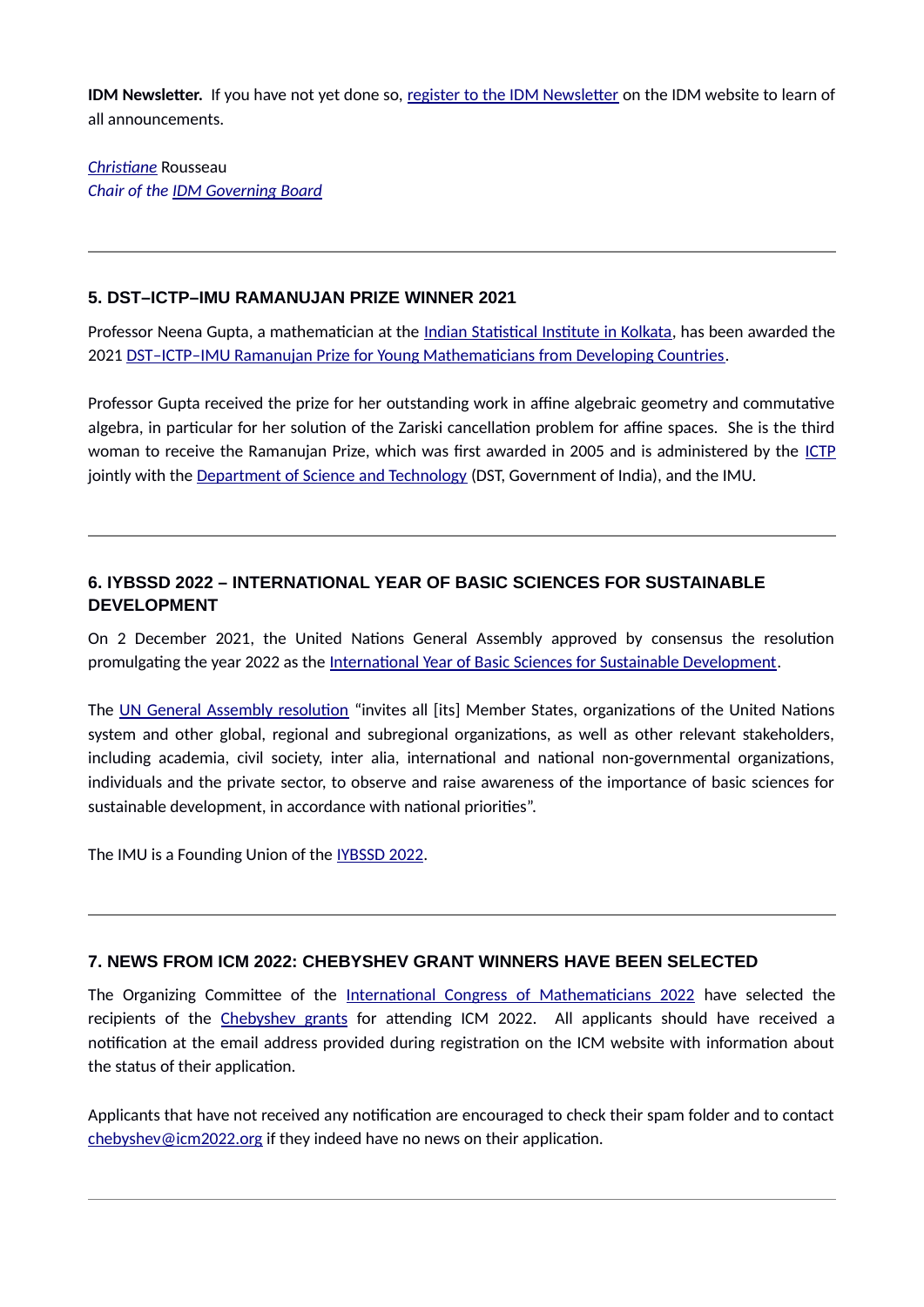**IDM Newsletter.** If you have not yet done so, register to the IDM Newsletter on the IDM website to learn of all announcements.

*Christiane* Rousseau
*Chair of the IDM Governing Board*

---

### 5. DST–ICTP–IMU RAMANUJAN PRIZE WINNER 2021

Professor Neena Gupta, a mathematician at the Indian Statistical Institute in Kolkata, has been awarded the 2021 DST–ICTP–IMU Ramanujan Prize for Young Mathematicians from Developing Countries.

Professor Gupta received the prize for her outstanding work in affine algebraic geometry and commutative algebra, in particular for her solution of the Zariski cancellation problem for affine spaces. She is the third woman to receive the Ramanujan Prize, which was first awarded in 2005 and is administered by the ICTP jointly with the Department of Science and Technology (DST, Government of India), and the IMU.

---

### 6. IYBSSD 2022 – INTERNATIONAL YEAR OF BASIC SCIENCES FOR SUSTAINABLE DEVELOPMENT

On 2 December 2021, the United Nations General Assembly approved by consensus the resolution promulgating the year 2022 as the International Year of Basic Sciences for Sustainable Development.

The UN General Assembly resolution "invites all [its] Member States, organizations of the United Nations system and other global, regional and subregional organizations, as well as other relevant stakeholders, including academia, civil society, inter alia, international and national non-governmental organizations, individuals and the private sector, to observe and raise awareness of the importance of basic sciences for sustainable development, in accordance with national priorities".

The IMU is a Founding Union of the IYBSSD 2022.

---

### 7. NEWS FROM ICM 2022: CHEBYSHEV GRANT WINNERS HAVE BEEN SELECTED

The Organizing Committee of the International Congress of Mathematicians 2022 have selected the recipients of the Chebyshev grants for attending ICM 2022. All applicants should have received a notification at the email address provided during registration on the ICM website with information about the status of their application.

Applicants that have not received any notification are encouraged to check their spam folder and to contact chebyshev@icm2022.org if they indeed have no news on their application.

---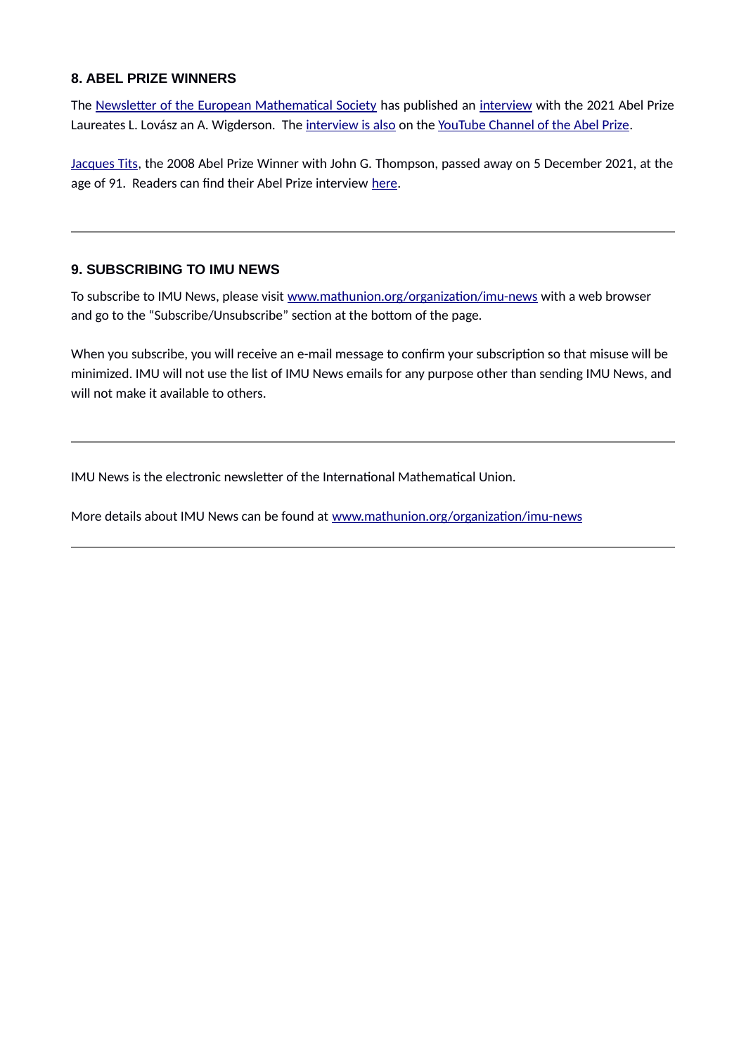## 8. ABEL PRIZE WINNERS

The Newsletter of the European Mathematical Society has published an interview with the 2021 Abel Prize Laureates L. Lovász an A. Wigderson.  The interview is also on the YouTube Channel of the Abel Prize.

Jacques Tits, the 2008 Abel Prize Winner with John G. Thompson, passed away on 5 December 2021, at the age of 91.  Readers can find their Abel Prize interview here.

---

## 9. SUBSCRIBING TO IMU NEWS

To subscribe to IMU News, please visit www.mathunion.org/organization/imu-news with a web browser and go to the “Subscribe/Unsubscribe” section at the bottom of the page.

When you subscribe, you will receive an e-mail message to confirm your subscription so that misuse will be minimized. IMU will not use the list of IMU News emails for any purpose other than sending IMU News, and will not make it available to others.

---

IMU News is the electronic newsletter of the International Mathematical Union.

More details about IMU News can be found at www.mathunion.org/organization/imu-news

---